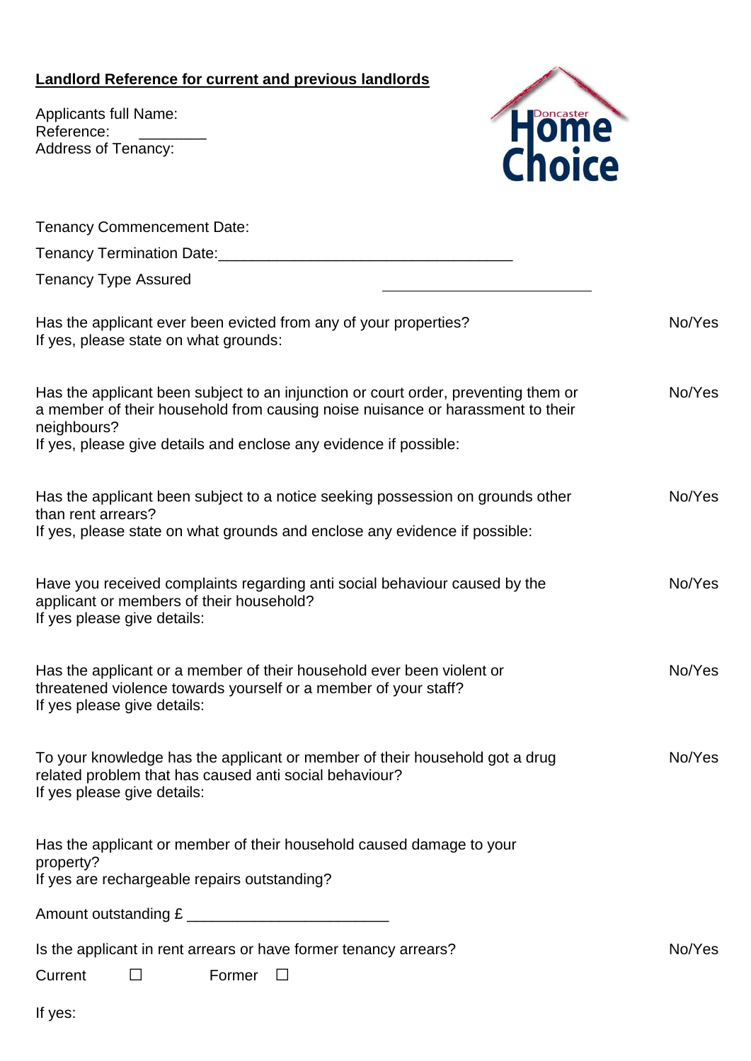**Landlord Reference for current and previous landlords**

Applicants full Name:
Reference: ________
Address of Tenancy:

Doncaster Home Choice

Tenancy Commencement Date:

Tenancy Termination Date:___________________________________

Tenancy Type Assured _________________________

Has the applicant ever been evicted from any of your properties? No/Yes
If yes, please state on what grounds:

Has the applicant been subject to an injunction or court order, preventing them or a member of their household from causing noise nuisance or harassment to their neighbours? No/Yes
If yes, please give details and enclose any evidence if possible:

Has the applicant been subject to a notice seeking possession on grounds other than rent arrears? No/Yes
If yes, please state on what grounds and enclose any evidence if possible:

Have you received complaints regarding anti social behaviour caused by the applicant or members of their household? No/Yes
If yes please give details:

Has the applicant or a member of their household ever been violent or threatened violence towards yourself or a member of your staff? No/Yes
If yes please give details:

To your knowledge has the applicant or member of their household got a drug related problem that has caused anti social behaviour? No/Yes
If yes please give details:

Has the applicant or member of their household caused damage to your property?
If yes are rechargeable repairs outstanding?

Amount outstanding £ ________________________

Is the applicant in rent arrears or have former tenancy arrears? No/Yes

Current ☐ Former ☐

If yes: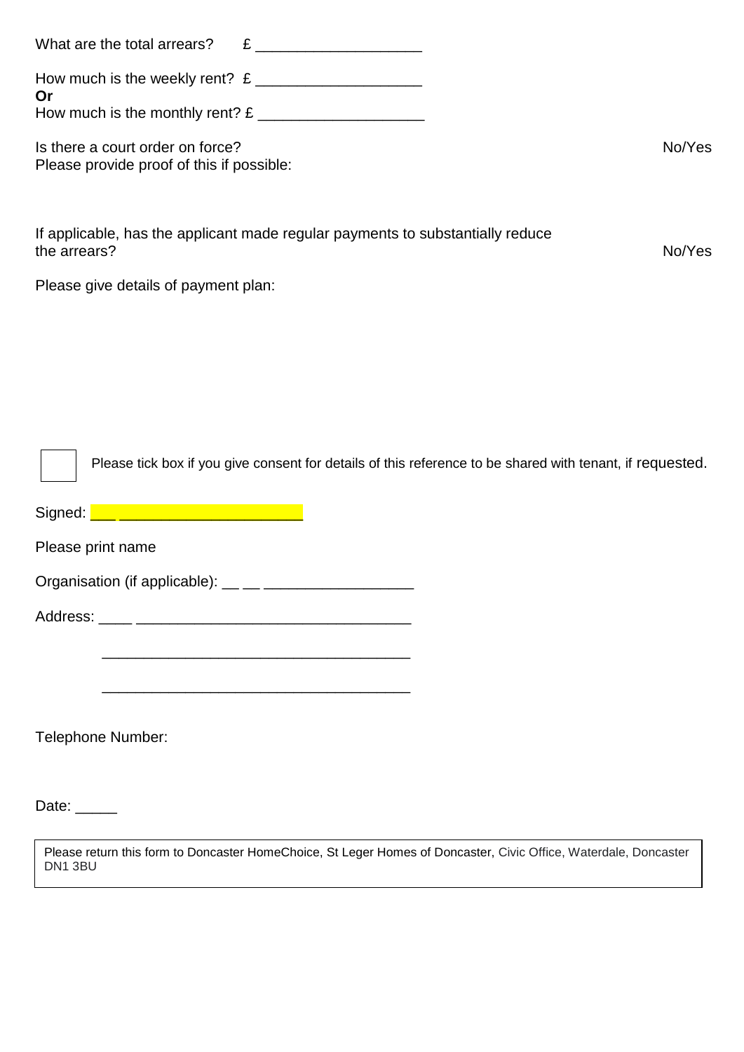What are the total arrears? £ ____________________

How much is the weekly rent? £ ____________________
**Or**
How much is the monthly rent? £ ____________________

Is there a court order on force? No/Yes
Please provide proof of this if possible:

If applicable, has the applicant made regular payments to substantially reduce the arrears? No/Yes

Please give details of payment plan:

☐ Please tick box if you give consent for details of this reference to be shared with tenant, if requested.

Signed: ___ ______________________

Please print name

Organisation (if applicable): __ __ __________________

Address: ____ _________________________________

_____________________________________

_____________________________________

Telephone Number:

Date: _____

Please return this form to Doncaster HomeChoice, St Leger Homes of Doncaster, Civic Office, Waterdale, Doncaster DN1 3BU